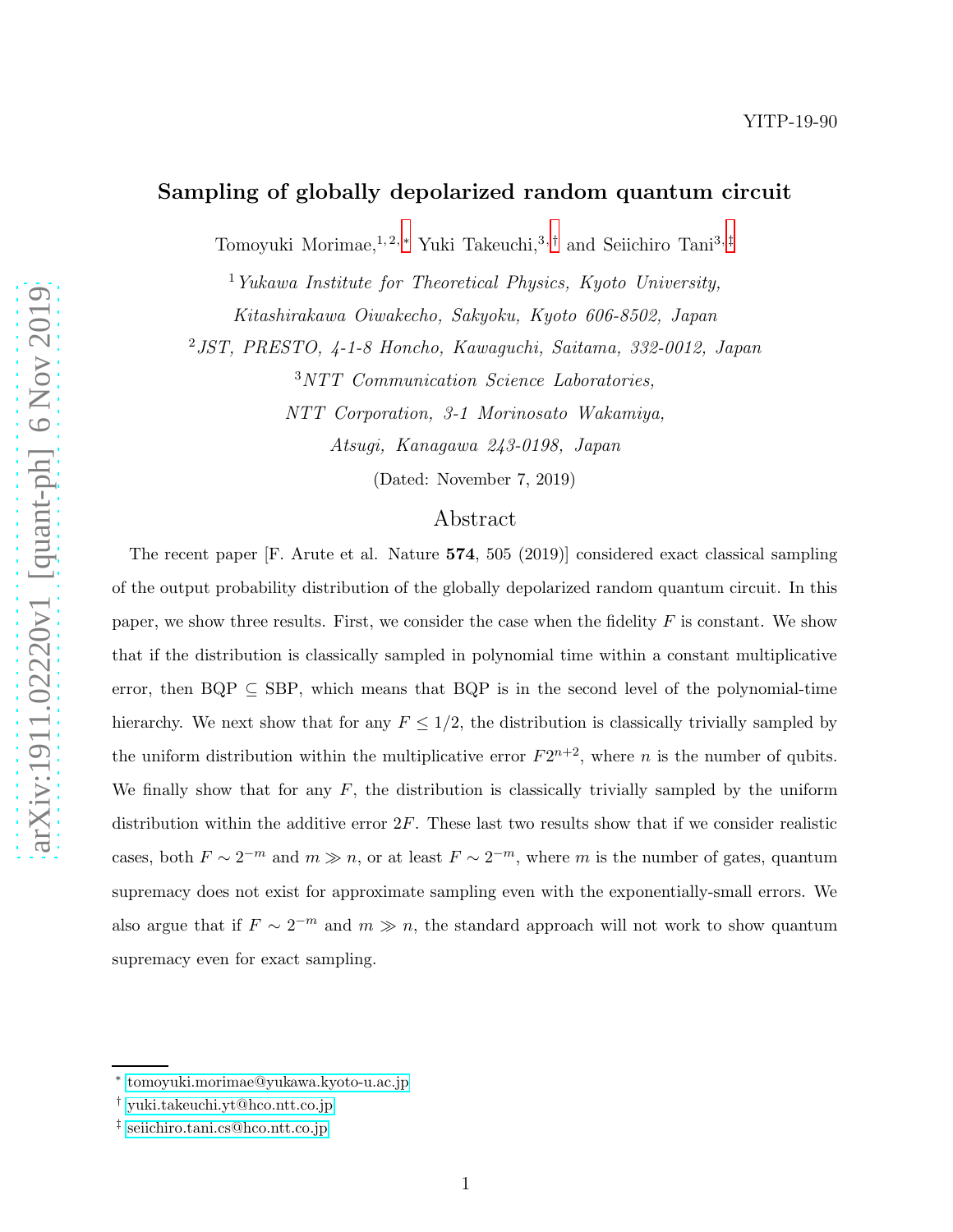YITP-19-90

# Sampling of globally depolarized random quantum circuit

Tomoyuki Morimae,[1,2,*] Yuki Takeuchi,[3,†] and Seiichiro Tani[3,‡]

[1] *Yukawa Institute for Theoretical Physics, Kyoto University, Kitashirakawa Oiwakecho, Sakyoku, Kyoto 606-8502, Japan*

[2] *JST, PRESTO, 4-1-8 Honcho, Kawaguchi, Saitama, 332-0012, Japan*

[3] *NTT Communication Science Laboratories, NTT Corporation, 3-1 Morinosato Wakamiya, Atsugi, Kanagawa 243-0198, Japan*

(Dated: November 7, 2019)

## Abstract

The recent paper [F. Arute et al. Nature **574**, 505 (2019)] considered exact classical sampling of the output probability distribution of the globally depolarized random quantum circuit. In this paper, we show three results. First, we consider the case when the fidelity $F$ is constant. We show that if the distribution is classically sampled in polynomial time within a constant multiplicative error, then BQP $\subseteq$ SBP, which means that BQP is in the second level of the polynomial-time hierarchy. We next show that for any $F \leq 1/2$, the distribution is classically trivially sampled by the uniform distribution within the multiplicative error $F2^{n+2}$, where $n$ is the number of qubits. We finally show that for any $F$, the distribution is classically trivially sampled by the uniform distribution within the additive error $2F$. These last two results show that if we consider realistic cases, both $F \sim 2^{-m}$ and $m \gg n$, or at least $F \sim 2^{-m}$, where $m$ is the number of gates, quantum supremacy does not exist for approximate sampling even with the exponentially-small errors. We also argue that if $F \sim 2^{-m}$ and $m \gg n$, the standard approach will not work to show quantum supremacy even for exact sampling.

---

* tomoyuki.morimae@yukawa.kyoto-u.ac.jp

† yuki.takeuchi.yt@hco.ntt.co.jp

‡ seiichiro.tani.cs@hco.ntt.co.jp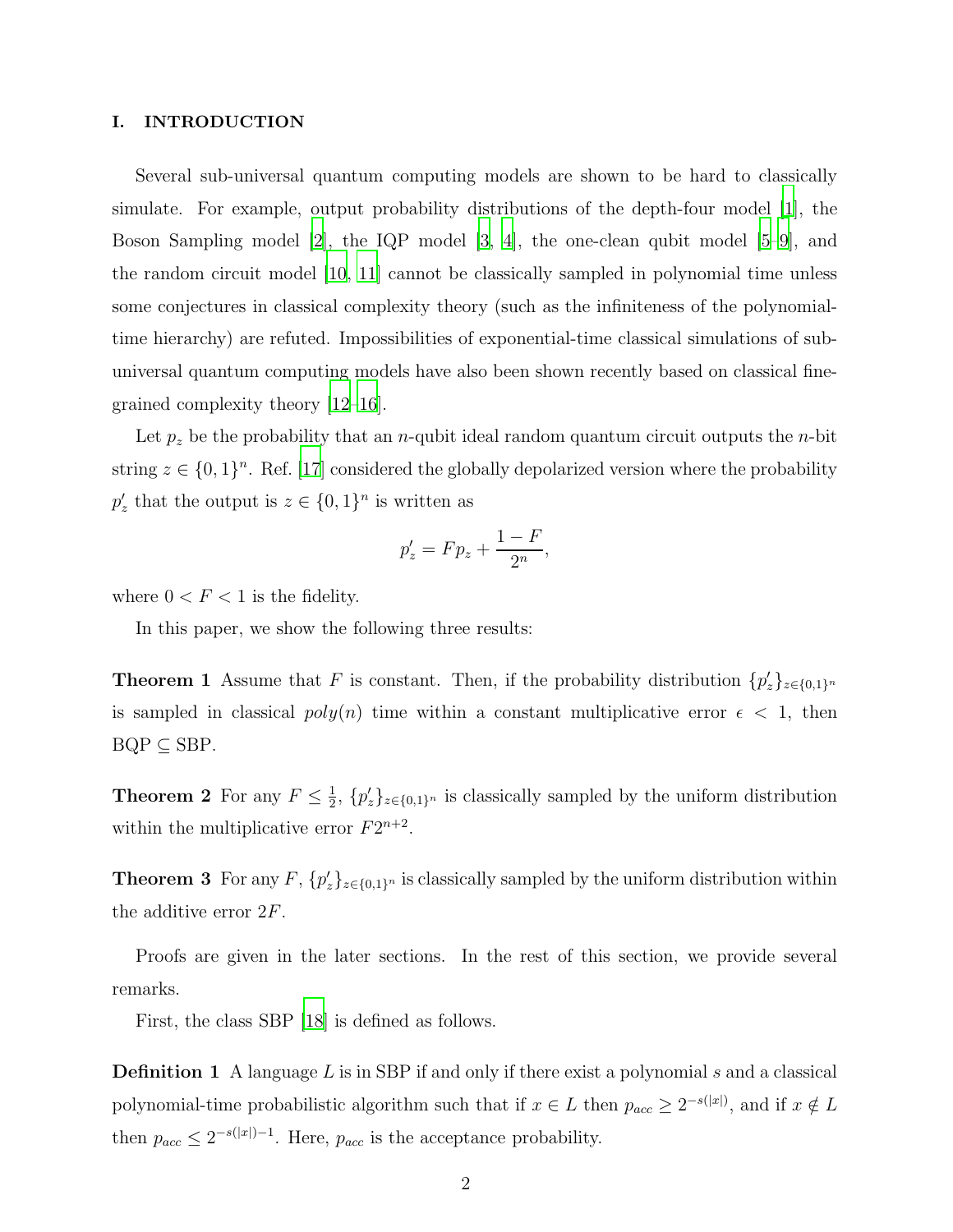## I. INTRODUCTION

Several sub-universal quantum computing models are shown to be hard to classically simulate. For example, output probability distributions of the depth-four model [1], the Boson Sampling model [2], the IQP model [3, 4], the one-clean qubit model [5–9], and the random circuit model [10, 11] cannot be classically sampled in polynomial time unless some conjectures in classical complexity theory (such as the infiniteness of the polynomial-time hierarchy) are refuted. Impossibilities of exponential-time classical simulations of sub-universal quantum computing models have also been shown recently based on classical fine-grained complexity theory [12–16].

Let $p_z$ be the probability that an $n$-qubit ideal random quantum circuit outputs the $n$-bit string $z \in \{0,1\}^n$. Ref. [17] considered the globally depolarized version where the probability $p'_z$ that the output is $z \in \{0,1\}^n$ is written as

$$p'_z = Fp_z + \frac{1-F}{2^n},$$

where $0 < F < 1$ is the fidelity.

In this paper, we show the following three results:

**Theorem 1** Assume that $F$ is constant. Then, if the probability distribution $\{p'_z\}_{z\in\{0,1\}^n}$ is sampled in classical $poly(n)$ time within a constant multiplicative error $\epsilon < 1$, then BQP $\subseteq$ SBP.

**Theorem 2** For any $F \leq \frac{1}{2}$, $\{p'_z\}_{z\in\{0,1\}^n}$ is classically sampled by the uniform distribution within the multiplicative error $F2^{n+2}$.

**Theorem 3** For any $F$, $\{p'_z\}_{z\in\{0,1\}^n}$ is classically sampled by the uniform distribution within the additive error $2F$.

Proofs are given in the later sections. In the rest of this section, we provide several remarks.

First, the class SBP [18] is defined as follows.

**Definition 1** A language $L$ is in SBP if and only if there exist a polynomial $s$ and a classical polynomial-time probabilistic algorithm such that if $x \in L$ then $p_{acc} \geq 2^{-s(|x|)}$, and if $x \notin L$ then $p_{acc} \leq 2^{-s(|x|)-1}$. Here, $p_{acc}$ is the acceptance probability.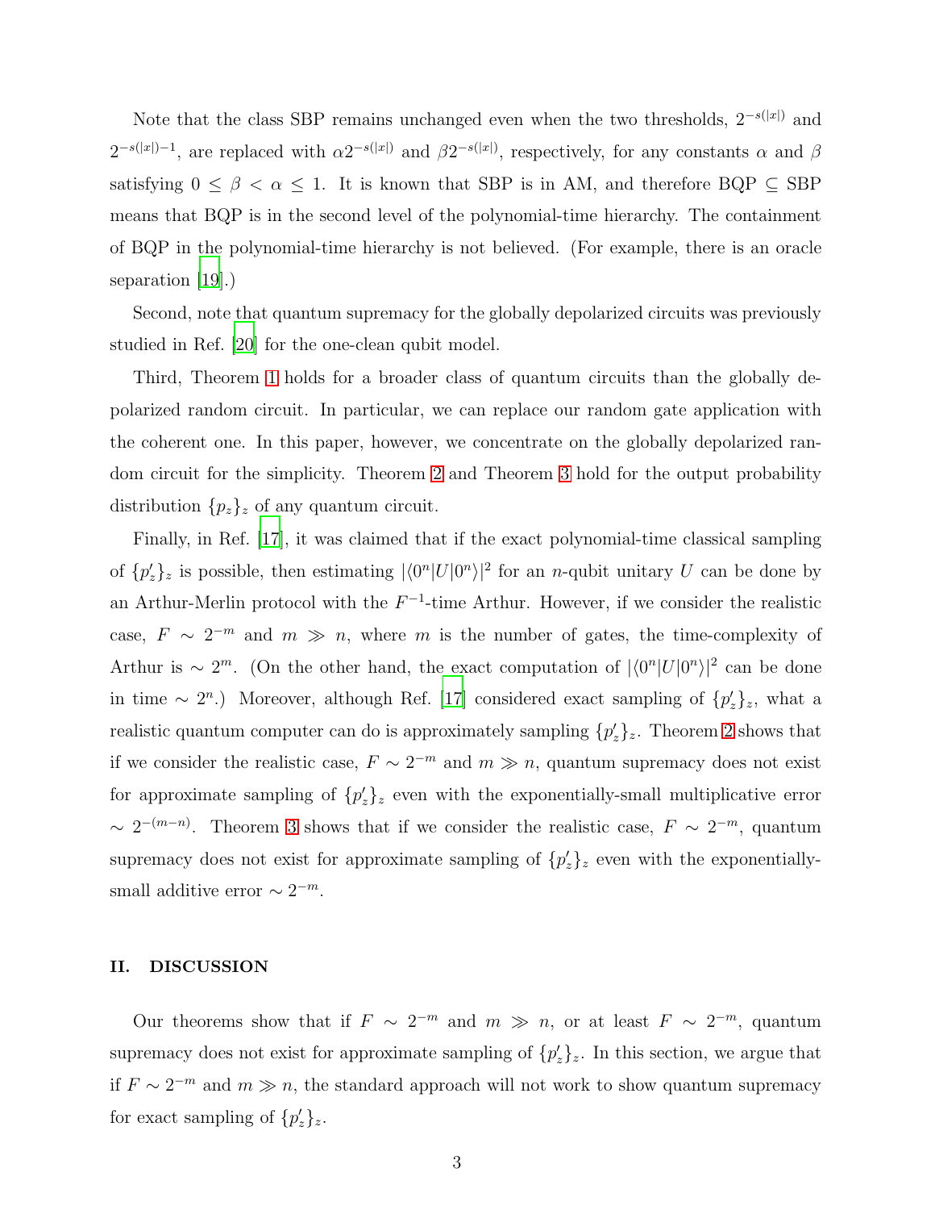Note that the class SBP remains unchanged even when the two thresholds, $2^{-s(|x|)}$ and $2^{-s(|x|)-1}$, are replaced with $\alpha 2^{-s(|x|)}$ and $\beta 2^{-s(|x|)}$, respectively, for any constants $\alpha$ and $\beta$ satisfying $0 \leq \beta < \alpha \leq 1$. It is known that SBP is in AM, and therefore BQP $\subseteq$ SBP means that BQP is in the second level of the polynomial-time hierarchy. The containment of BQP in the polynomial-time hierarchy is not believed. (For example, there is an oracle separation [19].)

Second, note that quantum supremacy for the globally depolarized circuits was previously studied in Ref. [20] for the one-clean qubit model.

Third, Theorem 1 holds for a broader class of quantum circuits than the globally depolarized random circuit. In particular, we can replace our random gate application with the coherent one. In this paper, however, we concentrate on the globally depolarized random circuit for the simplicity. Theorem 2 and Theorem 3 hold for the output probability distribution $\{p_z\}_z$ of any quantum circuit.

Finally, in Ref. [17], it was claimed that if the exact polynomial-time classical sampling of $\{p'_z\}_z$ is possible, then estimating $|\langle 0^n|U|0^n\rangle|^2$ for an $n$-qubit unitary $U$ can be done by an Arthur-Merlin protocol with the $F^{-1}$-time Arthur. However, if we consider the realistic case, $F \sim 2^{-m}$ and $m \gg n$, where $m$ is the number of gates, the time-complexity of Arthur is $\sim 2^m$. (On the other hand, the exact computation of $|\langle 0^n|U|0^n\rangle|^2$ can be done in time $\sim 2^n$.) Moreover, although Ref. [17] considered exact sampling of $\{p'_z\}_z$, what a realistic quantum computer can do is approximately sampling $\{p'_z\}_z$. Theorem 2 shows that if we consider the realistic case, $F \sim 2^{-m}$ and $m \gg n$, quantum supremacy does not exist for approximate sampling of $\{p'_z\}_z$ even with the exponentially-small multiplicative error $\sim 2^{-(m-n)}$. Theorem 3 shows that if we consider the realistic case, $F \sim 2^{-m}$, quantum supremacy does not exist for approximate sampling of $\{p'_z\}_z$ even with the exponentially-small additive error $\sim 2^{-m}$.

## II. DISCUSSION

Our theorems show that if $F \sim 2^{-m}$ and $m \gg n$, or at least $F \sim 2^{-m}$, quantum supremacy does not exist for approximate sampling of $\{p'_z\}_z$. In this section, we argue that if $F \sim 2^{-m}$ and $m \gg n$, the standard approach will not work to show quantum supremacy for exact sampling of $\{p'_z\}_z$.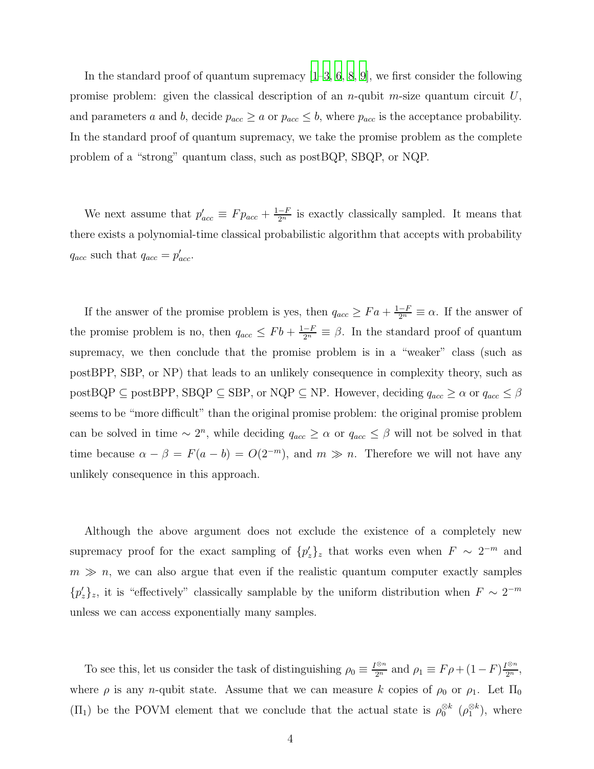In the standard proof of quantum supremacy [1–3, 6, 8, 9], we first consider the following promise problem: given the classical description of an $n$-qubit $m$-size quantum circuit $U$, and parameters $a$ and $b$, decide $p_{acc} \geq a$ or $p_{acc} \leq b$, where $p_{acc}$ is the acceptance probability. In the standard proof of quantum supremacy, we take the promise problem as the complete problem of a "strong" quantum class, such as postBQP, SBQP, or NQP.

We next assume that $p'_{acc} \equiv Fp_{acc} + \frac{1-F}{2^n}$ is exactly classically sampled. It means that there exists a polynomial-time classical probabilistic algorithm that accepts with probability $q_{acc}$ such that $q_{acc} = p'_{acc}$.

If the answer of the promise problem is yes, then $q_{acc} \geq Fa + \frac{1-F}{2^n} \equiv \alpha$. If the answer of the promise problem is no, then $q_{acc} \leq Fb + \frac{1-F}{2^n} \equiv \beta$. In the standard proof of quantum supremacy, we then conclude that the promise problem is in a "weaker" class (such as postBPP, SBP, or NP) that leads to an unlikely consequence in complexity theory, such as postBQP $\subseteq$ postBPP, SBQP $\subseteq$ SBP, or NQP $\subseteq$ NP. However, deciding $q_{acc} \geq \alpha$ or $q_{acc} \leq \beta$ seems to be "more difficult" than the original promise problem: the original promise problem can be solved in time $\sim 2^n$, while deciding $q_{acc} \geq \alpha$ or $q_{acc} \leq \beta$ will not be solved in that time because $\alpha - \beta = F(a-b) = O(2^{-m})$, and $m \gg n$. Therefore we will not have any unlikely consequence in this approach.

Although the above argument does not exclude the existence of a completely new supremacy proof for the exact sampling of $\{p'_z\}_z$ that works even when $F \sim 2^{-m}$ and $m \gg n$, we can also argue that even if the realistic quantum computer exactly samples $\{p'_z\}_z$, it is "effectively" classically samplable by the uniform distribution when $F \sim 2^{-m}$ unless we can access exponentially many samples.

To see this, let us consider the task of distinguishing $\rho_0 \equiv \frac{I^{\otimes n}}{2^n}$ and $\rho_1 \equiv F\rho + (1-F)\frac{I^{\otimes n}}{2^n}$, where $\rho$ is any $n$-qubit state. Assume that we can measure $k$ copies of $\rho_0$ or $\rho_1$. Let $\Pi_0$ ($\Pi_1$) be the POVM element that we conclude that the actual state is $\rho_0^{\otimes k}$ ($\rho_1^{\otimes k}$), where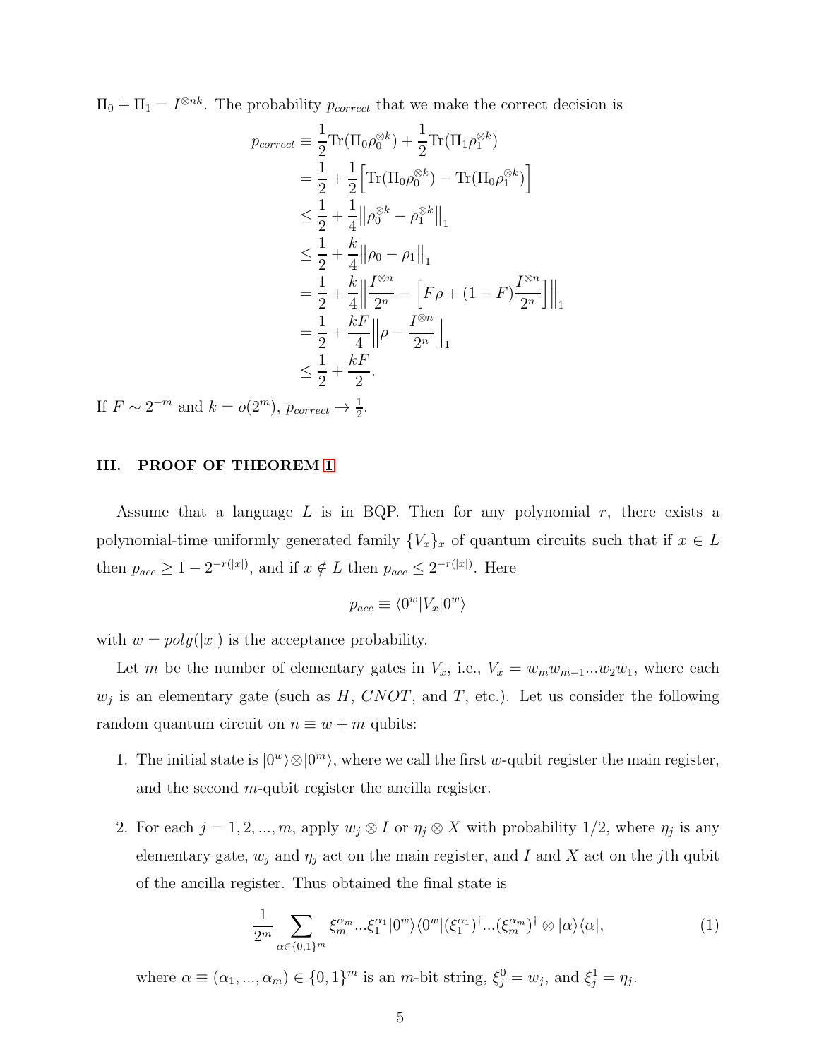$\Pi_0 + \Pi_1 = I^{\otimes nk}$. The probability $p_{correct}$ that we make the correct decision is

$$
\begin{aligned}
p_{correct} &\equiv \frac{1}{2}\mathrm{Tr}(\Pi_0\rho_0^{\otimes k}) + \frac{1}{2}\mathrm{Tr}(\Pi_1\rho_1^{\otimes k}) \\
&= \frac{1}{2} + \frac{1}{2}\Big[\mathrm{Tr}(\Pi_0\rho_0^{\otimes k}) - \mathrm{Tr}(\Pi_0\rho_1^{\otimes k})\Big] \\
&\le \frac{1}{2} + \frac{1}{4}\big\|\rho_0^{\otimes k} - \rho_1^{\otimes k}\big\|_1 \\
&\le \frac{1}{2} + \frac{k}{4}\big\|\rho_0 - \rho_1\big\|_1 \\
&= \frac{1}{2} + \frac{k}{4}\Big\|\frac{I^{\otimes n}}{2^n} - \Big[F\rho + (1-F)\frac{I^{\otimes n}}{2^n}\Big]\Big\|_1 \\
&= \frac{1}{2} + \frac{kF}{4}\Big\|\rho - \frac{I^{\otimes n}}{2^n}\Big\|_1 \\
&\le \frac{1}{2} + \frac{kF}{2}.
\end{aligned}
$$

If $F \sim 2^{-m}$ and $k = o(2^m)$, $p_{correct} \to \frac{1}{2}$.

## III. PROOF OF THEOREM 1

Assume that a language $L$ is in BQP. Then for any polynomial $r$, there exists a polynomial-time uniformly generated family $\{V_x\}_x$ of quantum circuits such that if $x \in L$ then $p_{acc} \ge 1 - 2^{-r(|x|)}$, and if $x \notin L$ then $p_{acc} \le 2^{-r(|x|)}$. Here

$$p_{acc} \equiv \langle 0^w|V_x|0^w\rangle$$

with $w = poly(|x|)$ is the acceptance probability.

Let $m$ be the number of elementary gates in $V_x$, i.e., $V_x = w_m w_{m-1} ... w_2 w_1$, where each $w_j$ is an elementary gate (such as $H$, $CNOT$, and $T$, etc.). Let us consider the following random quantum circuit on $n \equiv w + m$ qubits:

1. The initial state is $|0^w\rangle \otimes |0^m\rangle$, where we call the first $w$-qubit register the main register, and the second $m$-qubit register the ancilla register.

2. For each $j = 1, 2, ..., m$, apply $w_j \otimes I$ or $\eta_j \otimes X$ with probability 1/2, where $\eta_j$ is any elementary gate, $w_j$ and $\eta_j$ act on the main register, and $I$ and $X$ act on the $j$th qubit of the ancilla register. Thus obtained the final state is

$$\frac{1}{2^m}\sum_{\alpha\in\{0,1\}^m} \xi_m^{\alpha_m}...\xi_1^{\alpha_1}|0^w\rangle\langle 0^w|(\xi_1^{\alpha_1})^\dagger...(\xi_m^{\alpha_m})^\dagger \otimes |\alpha\rangle\langle\alpha|, \tag{1}$$

where $\alpha \equiv (\alpha_1, ..., \alpha_m) \in \{0,1\}^m$ is an $m$-bit string, $\xi_j^0 = w_j$, and $\xi_j^1 = \eta_j$.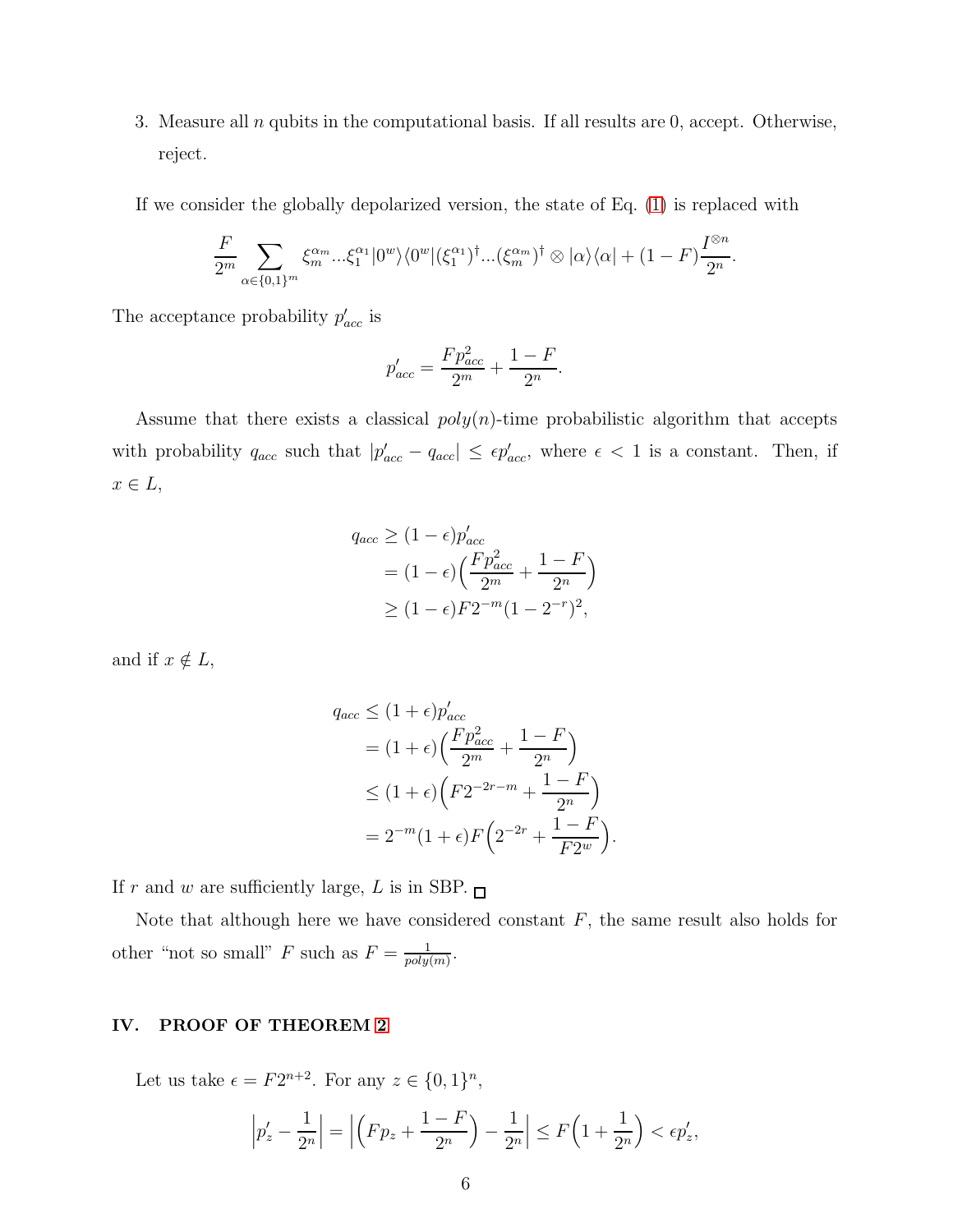3. Measure all $n$ qubits in the computational basis. If all results are 0, accept. Otherwise, reject.

If we consider the globally depolarized version, the state of Eq. (1) is replaced with

$$\frac{F}{2^m}\sum_{\alpha\in\{0,1\}^m}\xi_m^{\alpha_m}...\xi_1^{\alpha_1}|0^w\rangle\langle 0^w|(\xi_1^{\alpha_1})^\dagger...(\xi_m^{\alpha_m})^\dagger\otimes|\alpha\rangle\langle\alpha|+(1-F)\frac{I^{\otimes n}}{2^n}.$$

The acceptance probability $p'_{acc}$ is

$$p'_{acc}=\frac{Fp_{acc}^2}{2^m}+\frac{1-F}{2^n}.$$

Assume that there exists a classical $poly(n)$-time probabilistic algorithm that accepts with probability $q_{acc}$ such that $|p'_{acc}-q_{acc}|\le\epsilon p'_{acc}$, where $\epsilon<1$ is a constant. Then, if $x\in L$,

$$\begin{aligned}
q_{acc}&\ge(1-\epsilon)p'_{acc}\\
&=(1-\epsilon)\Big(\frac{Fp_{acc}^2}{2^m}+\frac{1-F}{2^n}\Big)\\
&\ge(1-\epsilon)F2^{-m}(1-2^{-r})^2,
\end{aligned}$$

and if $x\notin L$,

$$\begin{aligned}
q_{acc}&\le(1+\epsilon)p'_{acc}\\
&=(1+\epsilon)\Big(\frac{Fp_{acc}^2}{2^m}+\frac{1-F}{2^n}\Big)\\
&\le(1+\epsilon)\Big(F2^{-2r-m}+\frac{1-F}{2^n}\Big)\\
&=2^{-m}(1+\epsilon)F\Big(2^{-2r}+\frac{1-F}{F2^w}\Big).
\end{aligned}$$

If $r$ and $w$ are sufficiently large, $L$ is in SBP. □

Note that although here we have considered constant $F$, the same result also holds for other "not so small" $F$ such as $F=\frac{1}{poly(m)}$.

## IV. PROOF OF THEOREM 2

Let us take $\epsilon=F2^{n+2}$. For any $z\in\{0,1\}^n$,

$$\Big|p'_z-\frac{1}{2^n}\Big|=\Big|\Big(Fp_z+\frac{1-F}{2^n}\Big)-\frac{1}{2^n}\Big|\le F\Big(1+\frac{1}{2^n}\Big)<\epsilon p'_z,$$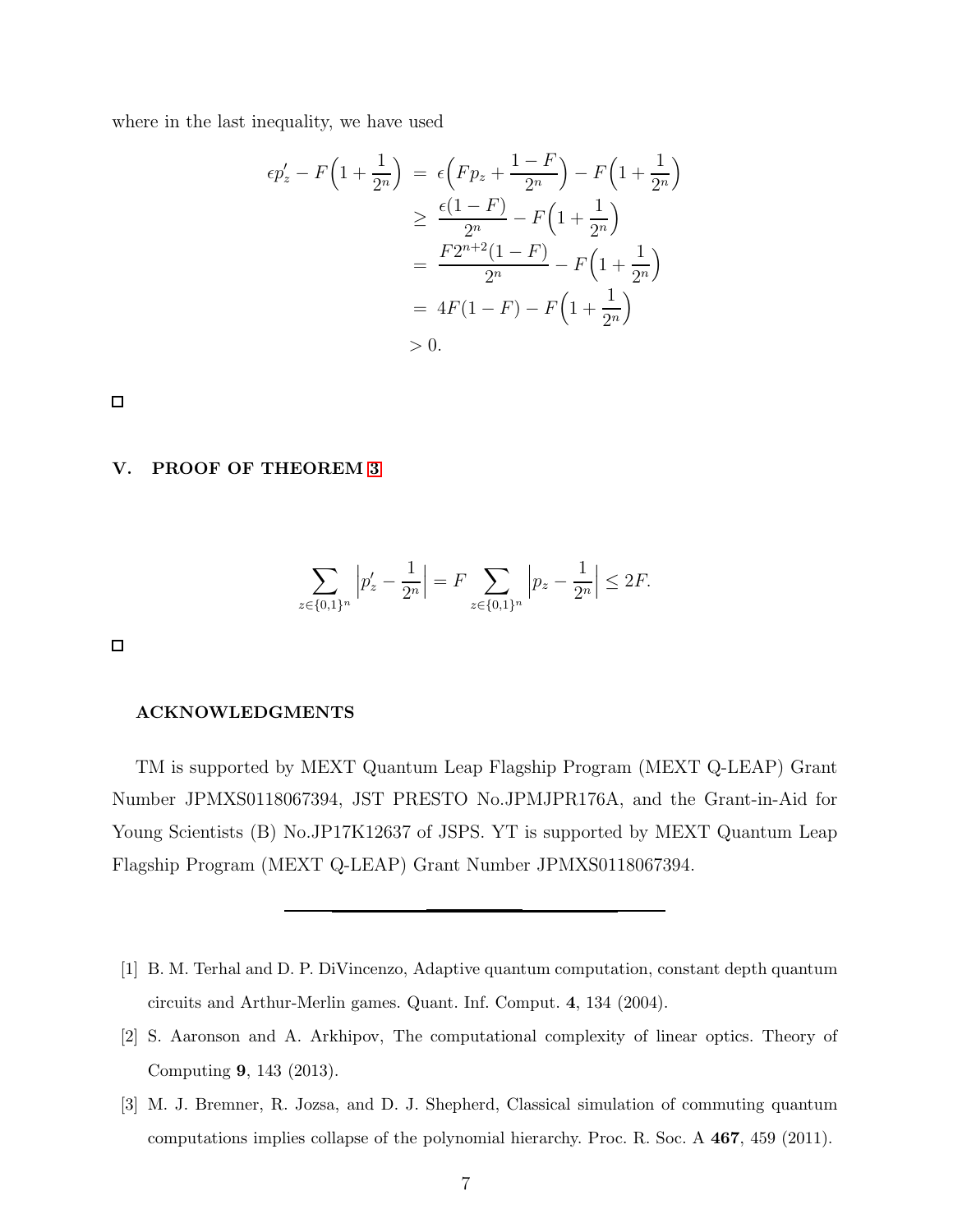where in the last inequality, we have used

$$
\begin{aligned}
\epsilon p'_z - F\Big(1+\frac{1}{2^n}\Big) &= \epsilon\Big(F p_z + \frac{1-F}{2^n}\Big) - F\Big(1+\frac{1}{2^n}\Big) \\
&\geq \frac{\epsilon(1-F)}{2^n} - F\Big(1+\frac{1}{2^n}\Big) \\
&= \frac{F2^{n+2}(1-F)}{2^n} - F\Big(1+\frac{1}{2^n}\Big) \\
&= 4F(1-F) - F\Big(1+\frac{1}{2^n}\Big) \\
&> 0.
\end{aligned}
$$

□

## V. PROOF OF THEOREM 3

$$
\sum_{z\in\{0,1\}^n} \Big| p'_z - \frac{1}{2^n} \Big| = F \sum_{z\in\{0,1\}^n} \Big| p_z - \frac{1}{2^n} \Big| \leq 2F.
$$

□

### ACKNOWLEDGMENTS

TM is supported by MEXT Quantum Leap Flagship Program (MEXT Q-LEAP) Grant Number JPMXS0118067394, JST PRESTO No.JPMJPR176A, and the Grant-in-Aid for Young Scientists (B) No.JP17K12637 of JSPS. YT is supported by MEXT Quantum Leap Flagship Program (MEXT Q-LEAP) Grant Number JPMXS0118067394.

---

[1] B. M. Terhal and D. P. DiVincenzo, Adaptive quantum computation, constant depth quantum circuits and Arthur-Merlin games. Quant. Inf. Comput. **4**, 134 (2004).

[2] S. Aaronson and A. Arkhipov, The computational complexity of linear optics. Theory of Computing **9**, 143 (2013).

[3] M. J. Bremner, R. Jozsa, and D. J. Shepherd, Classical simulation of commuting quantum computations implies collapse of the polynomial hierarchy. Proc. R. Soc. A **467**, 459 (2011).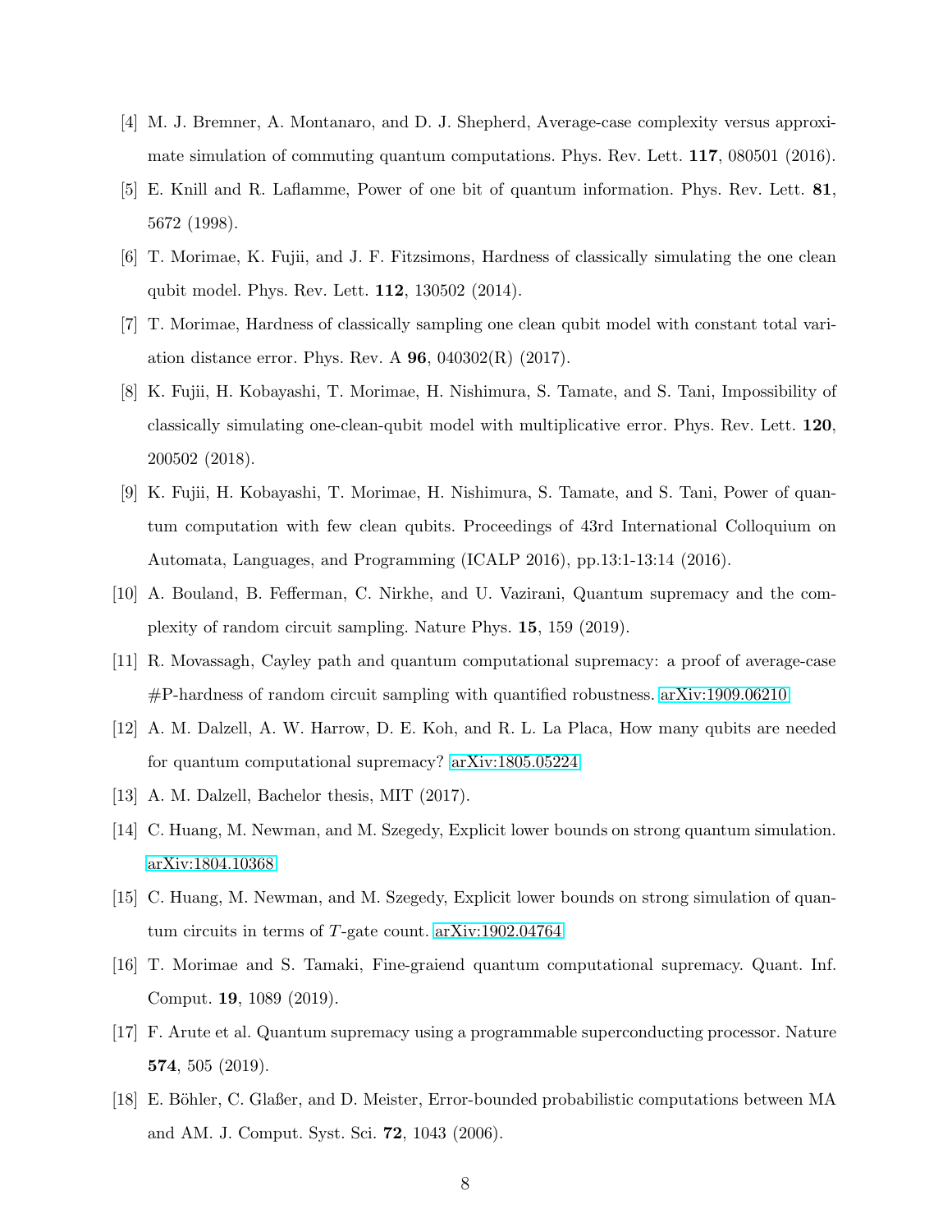[4] M. J. Bremner, A. Montanaro, and D. J. Shepherd, Average-case complexity versus approximate simulation of commuting quantum computations. Phys. Rev. Lett. **117**, 080501 (2016).

[5] E. Knill and R. Laflamme, Power of one bit of quantum information. Phys. Rev. Lett. **81**, 5672 (1998).

[6] T. Morimae, K. Fujii, and J. F. Fitzsimons, Hardness of classically simulating the one clean qubit model. Phys. Rev. Lett. **112**, 130502 (2014).

[7] T. Morimae, Hardness of classically sampling one clean qubit model with constant total variation distance error. Phys. Rev. A **96**, 040302(R) (2017).

[8] K. Fujii, H. Kobayashi, T. Morimae, H. Nishimura, S. Tamate, and S. Tani, Impossibility of classically simulating one-clean-qubit model with multiplicative error. Phys. Rev. Lett. **120**, 200502 (2018).

[9] K. Fujii, H. Kobayashi, T. Morimae, H. Nishimura, S. Tamate, and S. Tani, Power of quantum computation with few clean qubits. Proceedings of 43rd International Colloquium on Automata, Languages, and Programming (ICALP 2016), pp.13:1-13:14 (2016).

[10] A. Bouland, B. Fefferman, C. Nirkhe, and U. Vazirani, Quantum supremacy and the complexity of random circuit sampling. Nature Phys. **15**, 159 (2019).

[11] R. Movassagh, Cayley path and quantum computational supremacy: a proof of average-case #P-hardness of random circuit sampling with quantified robustness. arXiv:1909.06210

[12] A. M. Dalzell, A. W. Harrow, D. E. Koh, and R. L. La Placa, How many qubits are needed for quantum computational supremacy? arXiv:1805.05224

[13] A. M. Dalzell, Bachelor thesis, MIT (2017).

[14] C. Huang, M. Newman, and M. Szegedy, Explicit lower bounds on strong quantum simulation. arXiv:1804.10368

[15] C. Huang, M. Newman, and M. Szegedy, Explicit lower bounds on strong simulation of quantum circuits in terms of $T$-gate count. arXiv:1902.04764

[16] T. Morimae and S. Tamaki, Fine-graiend quantum computational supremacy. Quant. Inf. Comput. **19**, 1089 (2019).

[17] F. Arute et al. Quantum supremacy using a programmable superconducting processor. Nature **574**, 505 (2019).

[18] E. Böhler, C. Glaßer, and D. Meister, Error-bounded probabilistic computations between MA and AM. J. Comput. Syst. Sci. **72**, 1043 (2006).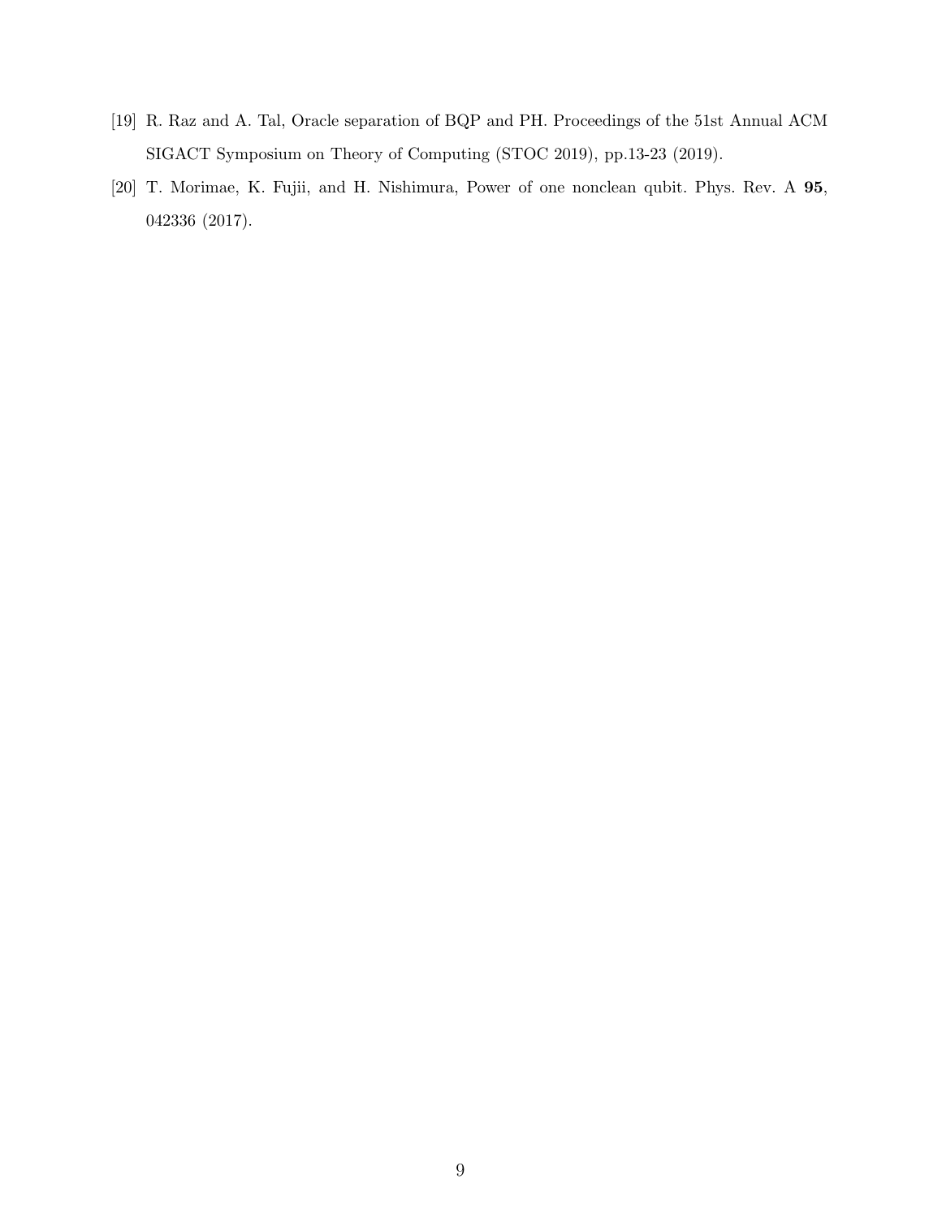[19] R. Raz and A. Tal, Oracle separation of BQP and PH. Proceedings of the 51st Annual ACM SIGACT Symposium on Theory of Computing (STOC 2019), pp.13-23 (2019).

[20] T. Morimae, K. Fujii, and H. Nishimura, Power of one nonclean qubit. Phys. Rev. A **95**, 042336 (2017).